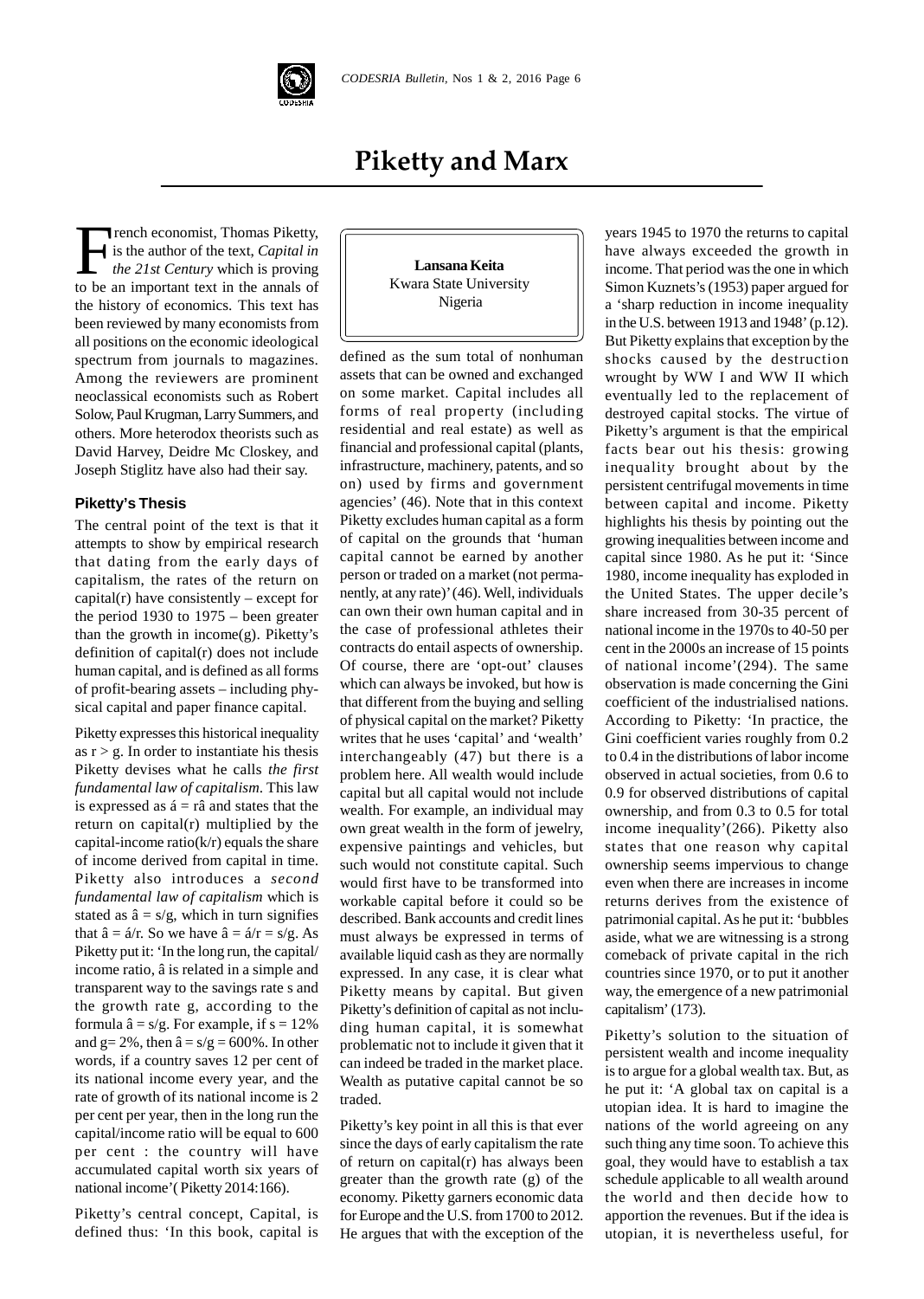# Piketty and Marx

**Lansana Keita**
Kwara State University
Nigeria

French economist, Thomas Piketty, is the author of the text, *Capital in the 21st Century* which is proving to be an important text in the annals of the history of economics. This text has been reviewed by many economists from all positions on the economic ideological spectrum from journals to magazines. Among the reviewers are prominent neoclassical economists such as Robert Solow, Paul Krugman, Larry Summers, and others. More heterodox theorists such as David Harvey, Deidre Mc Closkey, and Joseph Stiglitz have also had their say.

### Piketty's Thesis

The central point of the text is that it attempts to show by empirical research that dating from the early days of capitalism, the rates of the return on capital(r) have consistently – except for the period 1930 to 1975 – been greater than the growth in income(g). Piketty's definition of capital(r) does not include human capital, and is defined as all forms of profit-bearing assets – including physical capital and paper finance capital.

Piketty expresses this historical inequality as $r > g$. In order to instantiate his thesis Piketty devises what he calls *the first fundamental law of capitalism*. This law is expressed as $á = râ$ and states that the return on capital(r) multiplied by the capital-income ratio(k/r) equals the share of income derived from capital in time. Piketty also introduces a *second fundamental law of capitalism* which is stated as $â = s/g$, which in turn signifies that $â = á/r$. So we have $â = á/r = s/g$. As Piketty put it: 'In the long run, the capital/income ratio, â is related in a simple and transparent way to the savings rate s and the growth rate g, according to the formula $â = s/g$. For example, if $s = 12\%$ and $g = 2\%$, then $â = s/g = 600\%$. In other words, if a country saves 12 per cent of its national income every year, and the rate of growth of its national income is 2 per cent per year, then in the long run the capital/income ratio will be equal to 600 per cent : the country will have accumulated capital worth six years of national income'( Piketty 2014:166).

Piketty's central concept, Capital, is defined thus: 'In this book, capital is defined as the sum total of nonhuman assets that can be owned and exchanged on some market. Capital includes all forms of real property (including residential and real estate) as well as financial and professional capital (plants, infrastructure, machinery, patents, and so on) used by firms and government agencies' (46). Note that in this context Piketty excludes human capital as a form of capital on the grounds that 'human capital cannot be earned by another person or traded on a market (not permanently, at any rate)' (46). Well, individuals can own their own human capital and in the case of professional athletes their contracts do entail aspects of ownership. Of course, there are 'opt-out' clauses which can always be invoked, but how is that different from the buying and selling of physical capital on the market? Piketty writes that he uses 'capital' and 'wealth' interchangeably (47) but there is a problem here. All wealth would include capital but all capital would not include wealth. For example, an individual may own great wealth in the form of jewelry, expensive paintings and vehicles, but such would not constitute capital. Such would first have to be transformed into workable capital before it could so be described. Bank accounts and credit lines must always be expressed in terms of available liquid cash as they are normally expressed. In any case, it is clear what Piketty means by capital. But given Piketty's definition of capital as not including human capital, it is somewhat problematic not to include it given that it can indeed be traded in the market place. Wealth as putative capital cannot be so traded.

Piketty's key point in all this is that ever since the days of early capitalism the rate of return on capital(r) has always been greater than the growth rate (g) of the economy. Piketty garners economic data for Europe and the U.S. from 1700 to 2012. He argues that with the exception of the years 1945 to 1970 the returns to capital have always exceeded the growth in income. That period was the one in which Simon Kuznets's (1953) paper argued for a 'sharp reduction in income inequality in the U.S. between 1913 and 1948' (p.12). But Piketty explains that exception by the shocks caused by the destruction wrought by WW I and WW II which eventually led to the replacement of destroyed capital stocks. The virtue of Piketty's argument is that the empirical facts bear out his thesis: growing inequality brought about by the persistent centrifugal movements in time between capital and income. Piketty highlights his thesis by pointing out the growing inequalities between income and capital since 1980. As he put it: 'Since 1980, income inequality has exploded in the United States. The upper decile's share increased from 30-35 percent of national income in the 1970s to 40-50 per cent in the 2000s an increase of 15 points of national income'(294). The same observation is made concerning the Gini coefficient of the industrialised nations. According to Piketty: 'In practice, the Gini coefficient varies roughly from 0.2 to 0.4 in the distributions of labor income observed in actual societies, from 0.6 to 0.9 for observed distributions of capital ownership, and from 0.3 to 0.5 for total income inequality'(266). Piketty also states that one reason why capital ownership seems impervious to change even when there are increases in income returns derives from the existence of patrimonial capital. As he put it: 'bubbles aside, what we are witnessing is a strong comeback of private capital in the rich countries since 1970, or to put it another way, the emergence of a new patrimonial capitalism' (173).

Piketty's solution to the situation of persistent wealth and income inequality is to argue for a global wealth tax. But, as he put it: 'A global tax on capital is a utopian idea. It is hard to imagine the nations of the world agreeing on any such thing any time soon. To achieve this goal, they would have to establish a tax schedule applicable to all wealth around the world and then decide how to apportion the revenues. But if the idea is utopian, it is nevertheless useful, for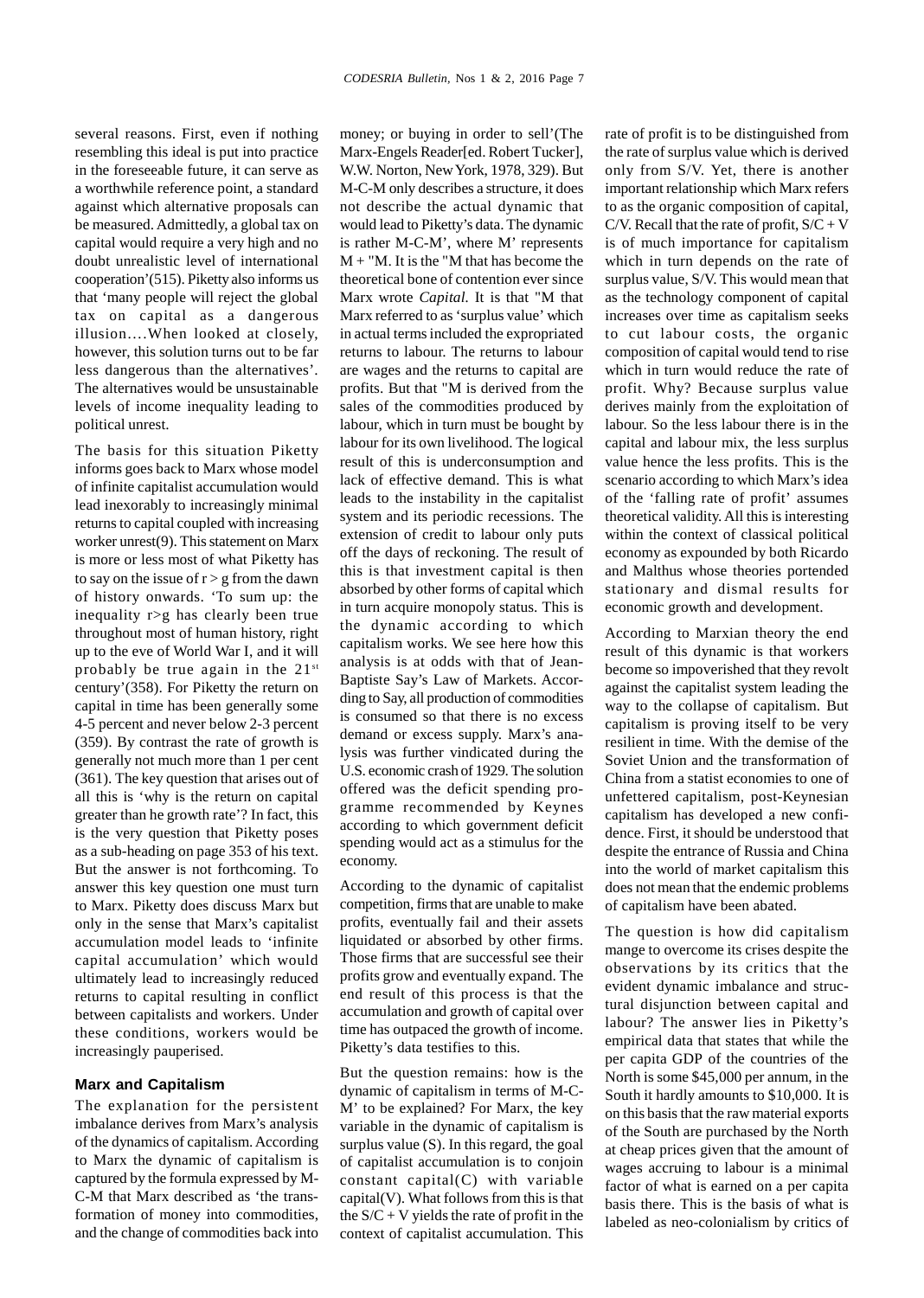several reasons. First, even if nothing resembling this ideal is put into practice in the foreseeable future, it can serve as a worthwhile reference point, a standard against which alternative proposals can be measured. Admittedly, a global tax on capital would require a very high and no doubt unrealistic level of international cooperation'(515). Piketty also informs us that 'many people will reject the global tax on capital as a dangerous illusion….When looked at closely, however, this solution turns out to be far less dangerous than the alternatives'. The alternatives would be unsustainable levels of income inequality leading to political unrest.

The basis for this situation Piketty informs goes back to Marx whose model of infinite capitalist accumulation would lead inexorably to increasingly minimal returns to capital coupled with increasing worker unrest(9). This statement on Marx is more or less most of what Piketty has to say on the issue of $r > g$ from the dawn of history onwards. 'To sum up: the inequality $r>g$ has clearly been true throughout most of human history, right up to the eve of World War I, and it will probably be true again in the 21st century'(358). For Piketty the return on capital in time has been generally some 4-5 percent and never below 2-3 percent (359). By contrast the rate of growth is generally not much more than 1 per cent (361). The key question that arises out of all this is 'why is the return on capital greater than he growth rate'? In fact, this is the very question that Piketty poses as a sub-heading on page 353 of his text. But the answer is not forthcoming. To answer this key question one must turn to Marx. Piketty does discuss Marx but only in the sense that Marx's capitalist accumulation model leads to 'infinite capital accumulation' which would ultimately lead to increasingly reduced returns to capital resulting in conflict between capitalists and workers. Under these conditions, workers would be increasingly pauperised.

## Marx and Capitalism

The explanation for the persistent imbalance derives from Marx's analysis of the dynamics of capitalism. According to Marx the dynamic of capitalism is captured by the formula expressed by M-C-M that Marx described as 'the transformation of money into commodities, and the change of commodities back into money; or buying in order to sell'(The Marx-Engels Reader[ed. Robert Tucker], W.W. Norton, New York, 1978, 329). But M-C-M only describes a structure, it does not describe the actual dynamic that would lead to Piketty's data. The dynamic is rather M-C-M', where M' represents M + "M. It is the "M that has become the theoretical bone of contention ever since Marx wrote *Capital.* It is that "M that Marx referred to as 'surplus value' which in actual terms included the expropriated returns to labour. The returns to labour are wages and the returns to capital are profits. But "M is derived from the sales of the commodities produced by labour, which in turn must be bought by labour for its own livelihood. The logical result of this is underconsumption and lack of effective demand. This is what leads to the instability in the capitalist system and its periodic recessions. The extension of credit to labour only puts off the days of reckoning. The result of this is that investment capital is then absorbed by other forms of capital which in turn acquire monopoly status. This is the dynamic according to which capitalism works. We see here how this analysis is at odds with that of Jean-Baptiste Say's Law of Markets. According to Say, all production of commodities is consumed so that there is no excess demand or excess supply. Marx's analysis was further vindicated during the U.S. economic crash of 1929. The solution offered was the deficit spending programme recommended by Keynes according to which government deficit spending would act as a stimulus for the economy.

According to the dynamic of capitalist competition, firms that are unable to make profits, eventually fail and their assets liquidated or absorbed by other firms. Those firms that are successful see their profits grow and eventually expand. The end result of this process is that the accumulation and growth of capital over time has outpaced the growth of income. Piketty's data testifies to this.

But the question remains: how is the dynamic of capitalism in terms of M-C-M' to be explained? For Marx, the key variable in the dynamic of capitalism is surplus value (S). In this regard, the goal of capitalist accumulation is to conjoin constant capital(C) with variable capital(V). What follows from this is that the $S/C + V$ yields the rate of profit in the context of capitalist accumulation. This rate of profit is to be distinguished from the rate of surplus value which is derived only from S/V. Yet, there is another important relationship which Marx refers to as the organic composition of capital, C/V. Recall that the rate of profit, $S/C + V$ is of much importance for capitalism which in turn depends on the rate of surplus value, S/V. This would mean that as the technology component of capital increases over time as capitalism seeks to cut labour costs, the organic composition of capital would tend to rise which in turn would reduce the rate of profit. Why? Because surplus value derives mainly from the exploitation of labour. So the less labour there is in the capital and labour mix, the less surplus value hence the less profits. This is the scenario according to which Marx's idea of the 'falling rate of profit' assumes theoretical validity. All this is interesting within the context of classical political economy as expounded by both Ricardo and Malthus whose theories portended stationary and dismal results for economic growth and development.

According to Marxian theory the end result of this dynamic is that workers become so impoverished that they revolt against the capitalist system leading the way to the collapse of capitalism. But capitalism is proving itself to be very resilient in time. With the demise of the Soviet Union and the transformation of China from a statist economies to one of unfettered capitalism, post-Keynesian capitalism has developed a new confidence. First, it should be understood that despite the entrance of Russia and China into the world of market capitalism this does not mean that the endemic problems of capitalism have been abated.

The question is how did capitalism mange to overcome its crises despite the observations by its critics that the evident dynamic imbalance and structural disjunction between capital and labour? The answer lies in Piketty's empirical data that states that while the per capita GDP of the countries of the North is some \$45,000 per annum, in the South it hardly amounts to \$10,000. It is on this basis that the raw material exports of the South are purchased by the North at cheap prices given that the amount of wages accruing to labour is a minimal factor of what is earned on a per capita basis there. This is the basis of what is labeled as neo-colonialism by critics of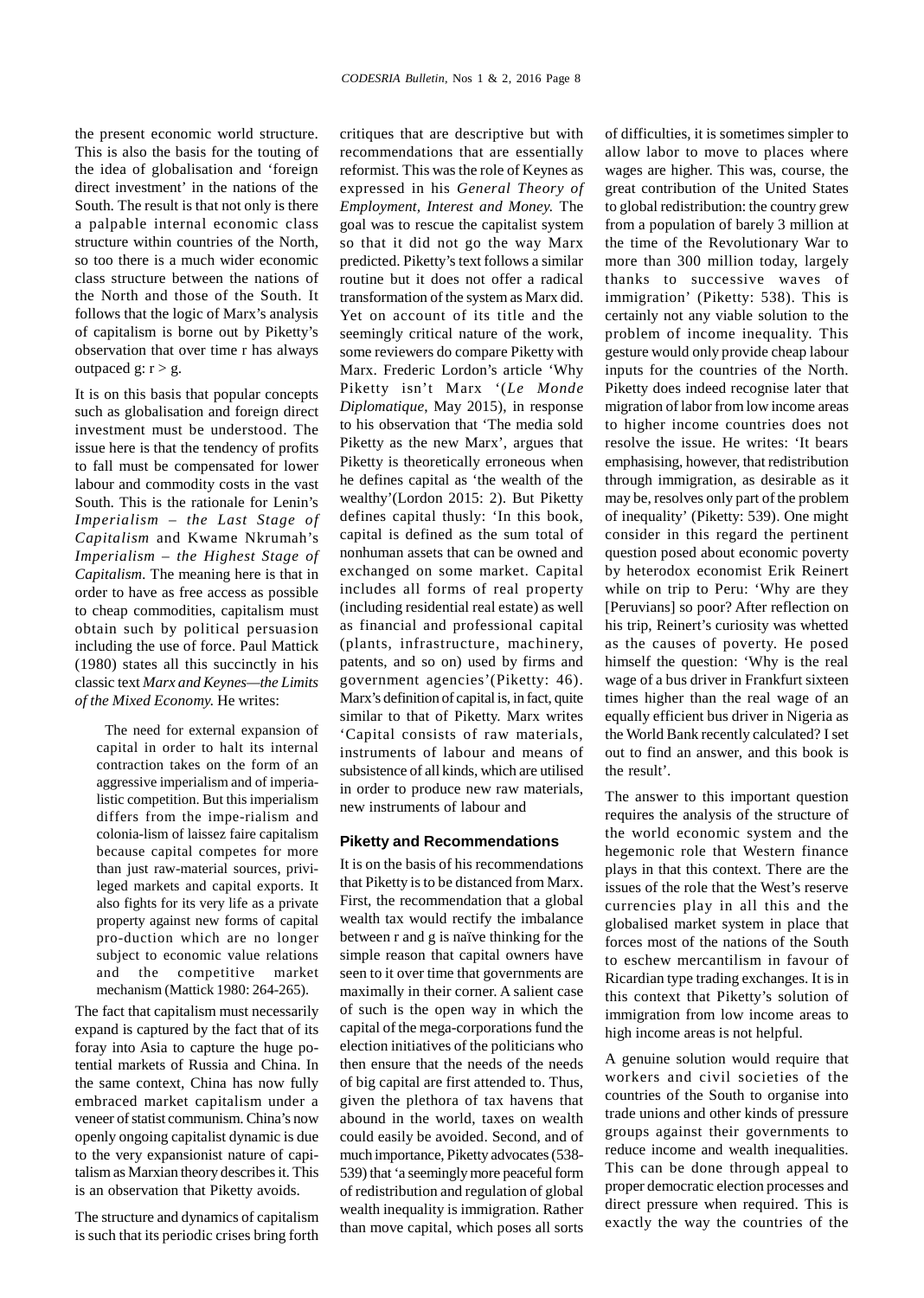the present economic world structure. This is also the basis for the touting of the idea of globalisation and 'foreign direct investment' in the nations of the South. The result is that not only is there a palpable internal economic class structure within countries of the North, so too there is a much wider economic class structure between the nations of the North and those of the South. It follows that the logic of Marx's analysis of capitalism is borne out by Piketty's observation that over time r has always outpaced g: $r > g$.

It is on this basis that popular concepts such as globalisation and foreign direct investment must be understood. The issue here is that the tendency of profits to fall must be compensated for lower labour and commodity costs in the vast South. This is the rationale for Lenin's *Imperialism – the Last Stage of Capitalism* and Kwame Nkrumah's *Imperialism – the Highest Stage of Capitalism*. The meaning here is that in order to have as free access as possible to cheap commodities, capitalism must obtain such by political persuasion including the use of force. Paul Mattick (1980) states all this succinctly in his classic text *Marx and Keynes—the Limits of the Mixed Economy.* He writes:

> The need for external expansion of capital in order to halt its internal contraction takes on the form of an aggressive imperialism and of imperialistic competition. But this imperialism differs from the impe-rialism and colonia-lism of laissez faire capitalism because capital competes for more than just raw-material sources, privileged markets and capital exports. It also fights for its very life as a private property against new forms of capital pro-duction which are no longer subject to economic value relations and the competitive market mechanism (Mattick 1980: 264-265).

The fact that capitalism must necessarily expand is captured by the fact that of its foray into Asia to capture the huge potential markets of Russia and China. In the same context, China has now fully embraced market capitalism under a veneer of statist communism. China's now openly ongoing capitalist dynamic is due to the very expansionist nature of capitalism as Marxian theory describes it. This is an observation that Piketty avoids.

The structure and dynamics of capitalism is such that its periodic crises bring forth critiques that are descriptive but with recommendations that are essentially reformist. This was the role of Keynes as expressed in his *General Theory of Employment, Interest and Money.* The goal was to rescue the capitalist system so that it did not go the way Marx predicted. Piketty's text follows a similar routine but it does not offer a radical transformation of the system as Marx did. Yet on account of its title and the seemingly critical nature of the work, some reviewers do compare Piketty with Marx. Frederic Lordon's article 'Why Piketty isn't Marx '(*Le Monde Diplomatique*, May 2015), in response to his observation that 'The media sold Piketty as the new Marx', argues that Piketty is theoretically erroneous when he defines capital as 'the wealth of the wealthy'(Lordon 2015: 2). But Piketty defines capital thusly: 'In this book, capital is defined as the sum total of nonhuman assets that can be owned and exchanged on some market. Capital includes all forms of real property (including residential real estate) as well as financial and professional capital (plants, infrastructure, machinery, patents, and so on) used by firms and government agencies'(Piketty: 46). Marx's definition of capital is, in fact, quite similar to that of Piketty. Marx writes 'Capital consists of raw materials, instruments of labour and means of subsistence of all kinds, which are utilised in order to produce new raw materials, new instruments of labour and

## Piketty and Recommendations

It is on the basis of his recommendations that Piketty is to be distanced from Marx. First, the recommendation that a global wealth tax would rectify the imbalance between r and g is naïve thinking for the simple reason that capital owners have seen to it over time that governments are maximally in their corner. A salient case of such is the open way in which the capital of the mega-corporations fund the election initiatives of the politicians who then ensure that the needs of the needs of big capital are first attended to. Thus, given the plethora of tax havens that abound in the world, taxes on wealth could easily be avoided. Second, and of much importance, Piketty advocates (538-539) that 'a seemingly more peaceful form of redistribution and regulation of global wealth inequality is immigration. Rather than move capital, which poses all sorts of difficulties, it is sometimes simpler to allow labor to move to places where wages are higher. This was, course, the great contribution of the United States to global redistribution: the country grew from a population of barely 3 million at the time of the Revolutionary War to more than 300 million today, largely thanks to successive waves of immigration' (Piketty: 538). This is certainly not any viable solution to the problem of income inequality. This gesture would only provide cheap labour inputs for the countries of the North. Piketty does indeed recognise later that migration of labor from low income areas to higher income countries does not resolve the issue. He writes: 'It bears emphasising, however, that redistribution through immigration, as desirable as it may be, resolves only part of the problem of inequality' (Piketty: 539). One might consider in this regard the pertinent question posed about economic poverty by heterodox economist Erik Reinert while on trip to Peru: 'Why are they [Peruvians] so poor? After reflection on his trip, Reinert's curiosity was whetted as the causes of poverty. He posed himself the question: 'Why is the real wage of a bus driver in Frankfurt sixteen times higher than the real wage of an equally efficient bus driver in Nigeria as the World Bank recently calculated? I set out to find an answer, and this book is the result'.

The answer to this important question requires the analysis of the structure of the world economic system and the hegemonic role that Western finance plays in that this context. There are the issues of the role that the West's reserve currencies play in all this and the globalised market system in place that forces most of the nations of the South to eschew mercantilism in favour of Ricardian type trading exchanges. It is in this context that Piketty's solution of immigration from low income areas to high income areas is not helpful.

A genuine solution would require that workers and civil societies of the countries of the South to organise into trade unions and other kinds of pressure groups against their governments to reduce income and wealth inequalities. This can be done through appeal to proper democratic election processes and direct pressure when required. This is exactly the way the countries of the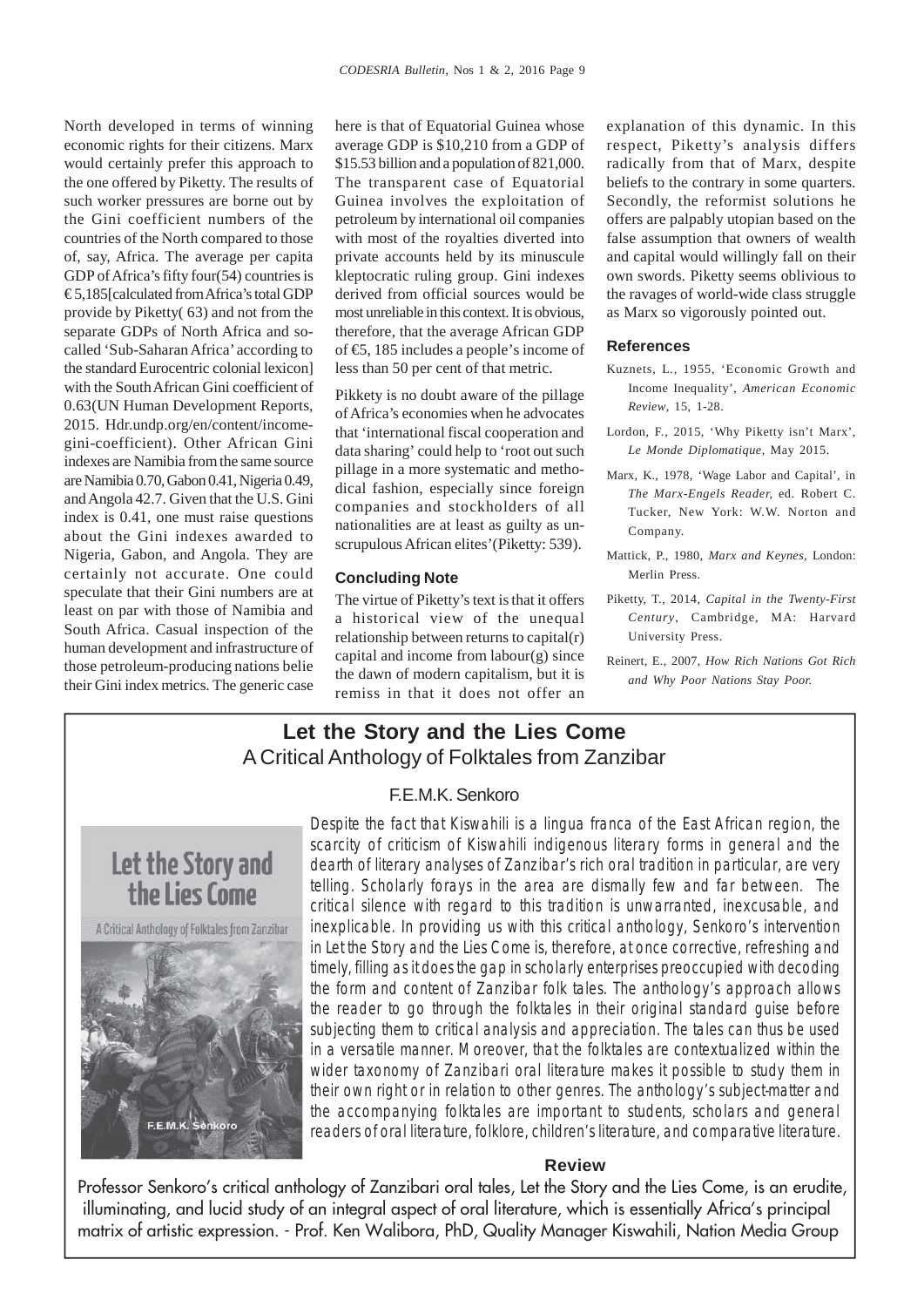North developed in terms of winning economic rights for their citizens. Marx would certainly prefer this approach to the one offered by Piketty. The results of such worker pressures are borne out by the Gini coefficient numbers of the countries of the North compared to those of, say, Africa. The average per capita GDP of Africa's fifty four(54) countries is €5,185[calculated from Africa's total GDP provide by Piketty( 63) and not from the separate GDPs of North Africa and so-called 'Sub-Saharan Africa' according to the standard Eurocentric colonial lexicon] with the South African Gini coefficient of 0.63(UN Human Development Reports, 2015. Hdr.undp.org/en/content/income-gini-coefficient). Other African Gini indexes are Namibia from the same source are Namibia 0.70, Gabon 0.41, Nigeria 0.49, and Angola 42.7. Given that the U.S. Gini index is 0.41, one must raise questions about the Gini indexes awarded to Nigeria, Gabon, and Angola. They are certainly not accurate. One could speculate that their Gini numbers are at least on par with those of Namibia and South Africa. Casual inspection of the human development and infrastructure of those petroleum-producing nations belie their Gini index metrics. The generic case here is that of Equatorial Guinea whose average GDP is $10,210 from a GDP of $15.53 billion and a population of 821,000. The transparent case of Equatorial Guinea involves the exploitation of petroleum by international oil companies with most of the royalties diverted into private accounts held by its minuscule kleptocratic ruling group. Gini indexes derived from official sources would be most unreliable in this context. It is obvious, therefore, that the average African GDP of €5, 185 includes a people's income of less than 50 per cent of that metric.

Pikkety is no doubt aware of the pillage of Africa's economies when he advocates that 'international fiscal cooperation and data sharing' could help to 'root out such pillage in a more systematic and methodical fashion, especially since foreign companies and stockholders of all nationalities are at least as guilty as unscrupulous African elites'(Piketty: 539).

### Concluding Note

The virtue of Piketty's text is that it offers a historical view of the unequal relationship between returns to capital(r) capital and income from labour(g) since the dawn of modern capitalism, but it is remiss in that it does not offer an explanation of this dynamic. In this respect, Piketty's analysis differs radically from that of Marx, despite beliefs to the contrary in some quarters. Secondly, the reformist solutions he offers are palpably utopian based on the false assumption that owners of wealth and capital would willingly fall on their own swords. Piketty seems oblivious to the ravages of world-wide class struggle as Marx so vigorously pointed out.

### References

Kuznets, L., 1955, 'Economic Growth and Income Inequality', *American Economic Review*, 15, 1-28.

Lordon, F., 2015, 'Why Piketty isn't Marx', *Le Monde Diplomatique*, May 2015.

Marx, K., 1978, 'Wage Labor and Capital', in *The Marx-Engels Reader*, ed. Robert C. Tucker, New York: W.W. Norton and Company.

Mattick, P., 1980, *Marx and Keynes*, London: Merlin Press.

Piketty, T., 2014, *Capital in the Twenty-First Century*, Cambridge, MA: Harvard University Press.

Reinert, E., 2007, *How Rich Nations Got Rich and Why Poor Nations Stay Poor.*

---

## Let the Story and the Lies Come

A Critical Anthology of Folktales from Zanzibar

F.E.M.K. Senkoro

Let the Story and the Lies Come

A Critical Anthology of Folktales from Zanzibar

F.E.M.K. Senkoro

*Despite the fact that Kiswahili is a lingua franca of the East African region, the scarcity of criticism of Kiswahili indigenous literary forms in general and the dearth of literary analyses of Zanzibar's rich oral tradition in particular, are very telling. Scholarly forays in the area are dismally few and far between. The critical silence with regard to this tradition is unwarranted, inexcusable, and inexplicable. In providing us with this critical anthology, Senkoro's intervention in Let the Story and the Lies Come is, therefore, at once corrective, refreshing and timely, filling as it does the gap in scholarly enterprises preoccupied with decoding the form and content of Zanzibar folk tales. The anthology's approach allows the reader to go through the folktales in their original standard guise before subjecting them to critical analysis and appreciation. The tales can thus be used in a versatile manner. Moreover, that the folktales are contextualized within the wider taxonomy of Zanzibari oral literature makes it possible to study them in their own right or in relation to other genres. The anthology's subject-matter and the accompanying folktales are important to students, scholars and general readers of oral literature, folklore, children's literature, and comparative literature.*

### Review

Professor Senkoro's critical anthology of Zanzibari oral tales, Let the Story and the Lies Come, is an erudite, illuminating, and lucid study of an integral aspect of oral literature, which is essentially Africa's principal matrix of artistic expression. - Prof. Ken Walibora, PhD, Quality Manager Kiswahili, Nation Media Group